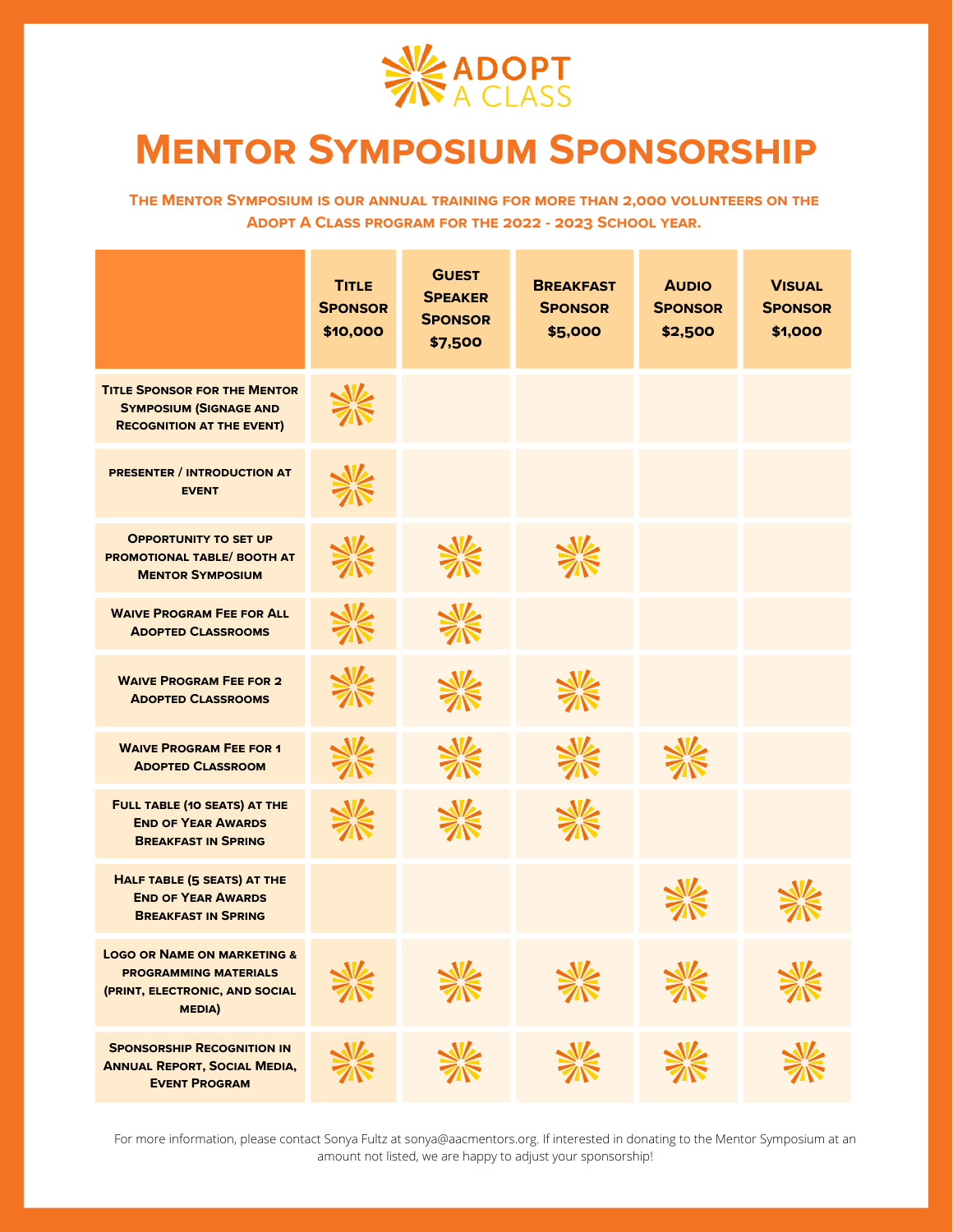# Adopt A Class

# Mentor Symposium Sponsorship

**The Mentor Symposium is our annual training for more than 2,000 volunteers on the Adopt A Class program for the 2022 - 2023 School year.**

| | Title Sponsor $10,000 | Guest Speaker Sponsor $7,500 | Breakfast Sponsor $5,000 | Audio Sponsor $2,500 | Visual Sponsor $1,000 |
|---|---|---|---|---|---|
| Title Sponsor for the Mentor Symposium (Signage and Recognition at the event) | ✓ | | | | |
| presenter / introduction at event | ✓ | | | | |
| Opportunity to set up promotional table/ booth at Mentor Symposium | ✓ | ✓ | ✓ | | |
| Waive Program Fee for All Adopted Classrooms | ✓ | ✓ | | | |
| Waive Program Fee for 2 Adopted Classrooms | ✓ | ✓ | ✓ | | |
| Waive Program Fee for 1 Adopted Classroom | ✓ | ✓ | ✓ | ✓ | |
| Full table (10 seats) at the End of Year Awards Breakfast in Spring | ✓ | ✓ | ✓ | | |
| Half table (5 seats) at the End of Year Awards Breakfast in Spring | | | | ✓ | ✓ |
| Logo or Name on marketing & programming materials (print, electronic, and social media) | ✓ | ✓ | ✓ | ✓ | ✓ |
| Sponsorship Recognition in Annual Report, Social Media, Event Program | ✓ | ✓ | ✓ | ✓ | ✓ |

For more information, please contact Sonya Fultz at sonya@aacmentors.org. If interested in donating to the Mentor Symposium at an amount not listed, we are happy to adjust your sponsorship!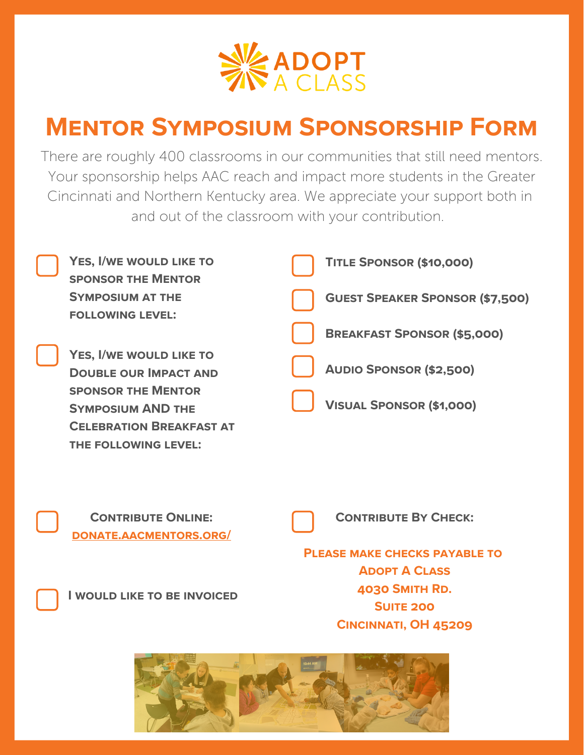ADOPT A CLASS

# Mentor Symposium Sponsorship Form

There are roughly 400 classrooms in our communities that still need mentors. Your sponsorship helps AAC reach and impact more students in the Greater Cincinnati and Northern Kentucky area. We appreciate your support both in and out of the classroom with your contribution.

- ☐ **Yes, I/we would like to sponsor the Mentor Symposium at the following level:**
- ☐ **Yes, I/we would like to Double our Impact and sponsor the Mentor Symposium AND the Celebration Breakfast at the following level:**

- ☐ **Title Sponsor ($10,000)**
- ☐ **Guest Speaker Sponsor ($7,500)**
- ☐ **Breakfast Sponsor ($5,000)**
- ☐ **Audio Sponsor ($2,500)**
- ☐ **Visual Sponsor ($1,000)**

- ☐ **Contribute Online:** [DONATE.AACMENTORS.ORG/](https://donate.aacmentors.org/)
- ☐ **I would like to be invoiced**
- ☐ **Contribute By Check:**

**Please make checks payable to**
**Adopt A Class**
**4030 Smith Rd.**
**Suite 200**
**Cincinnati, OH 45209**